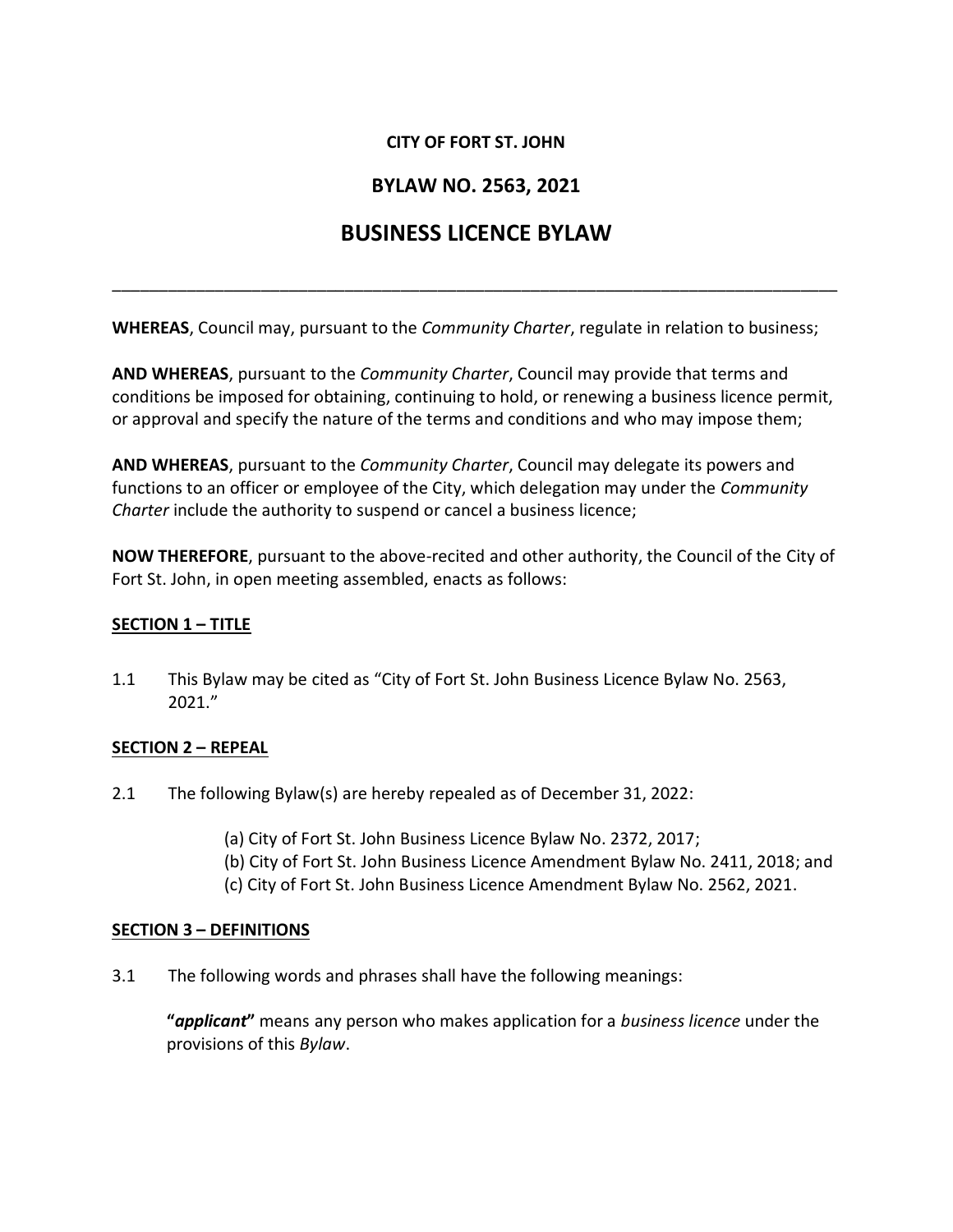**CITY OF FORT ST. JOHN**

## BYLAW NO. 2563, 2021

# BUSINESS LICENCE BYLAW

---

**WHEREAS**, Council may, pursuant to the *Community Charter*, regulate in relation to business;

**AND WHEREAS**, pursuant to the *Community Charter*, Council may provide that terms and conditions be imposed for obtaining, continuing to hold, or renewing a business licence permit, or approval and specify the nature of the terms and conditions and who may impose them;

**AND WHEREAS**, pursuant to the *Community Charter*, Council may delegate its powers and functions to an officer or employee of the City, which delegation may under the *Community Charter* include the authority to suspend or cancel a business licence;

**NOW THEREFORE**, pursuant to the above-recited and other authority, the Council of the City of Fort St. John, in open meeting assembled, enacts as follows:

### SECTION 1 – TITLE

1.1 This Bylaw may be cited as "City of Fort St. John Business Licence Bylaw No. 2563, 2021."

### SECTION 2 – REPEAL

2.1 The following Bylaw(s) are hereby repealed as of December 31, 2022:

(a) City of Fort St. John Business Licence Bylaw No. 2372, 2017;
(b) City of Fort St. John Business Licence Amendment Bylaw No. 2411, 2018; and
(c) City of Fort St. John Business Licence Amendment Bylaw No. 2562, 2021.

### SECTION 3 – DEFINITIONS

3.1 The following words and phrases shall have the following meanings:

**"*applicant*"** means any person who makes application for a *business licence* under the provisions of this *Bylaw*.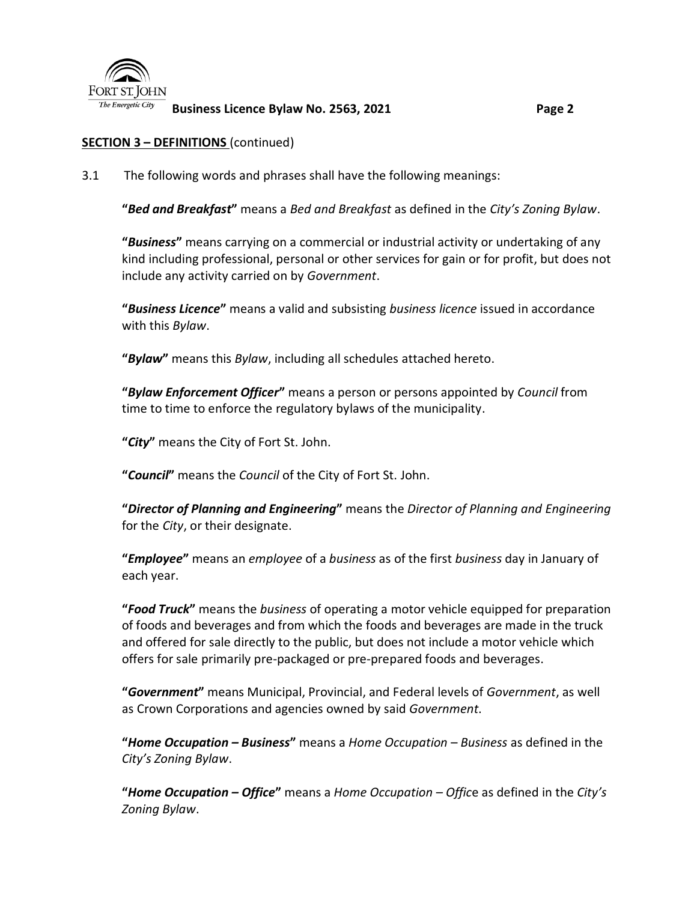**SECTION 3 – DEFINITIONS** (continued)

3.1 The following words and phrases shall have the following meanings:

**"*Bed and Breakfast*"** means a *Bed and Breakfast* as defined in the *City's Zoning Bylaw*.

**"*Business*"** means carrying on a commercial or industrial activity or undertaking of any kind including professional, personal or other services for gain or for profit, but does not include any activity carried on by *Government*.

**"*Business Licence*"** means a valid and subsisting *business licence* issued in accordance with this *Bylaw*.

**"*Bylaw*"** means this *Bylaw*, including all schedules attached hereto.

**"*Bylaw Enforcement Officer*"** means a person or persons appointed by *Council* from time to time to enforce the regulatory bylaws of the municipality.

**"*City*"** means the City of Fort St. John.

**"*Council*"** means the *Council* of the City of Fort St. John.

**"*Director of Planning and Engineering*"** means the *Director of Planning and Engineering* for the *City*, or their designate.

**"*Employee*"** means an *employee* of a *business* as of the first *business* day in January of each year.

**"*Food Truck*"** means the *business* of operating a motor vehicle equipped for preparation of foods and beverages and from which the foods and beverages are made in the truck and offered for sale directly to the public, but does not include a motor vehicle which offers for sale primarily pre-packaged or pre-prepared foods and beverages.

**"*Government*"** means Municipal, Provincial, and Federal levels of *Government*, as well as Crown Corporations and agencies owned by said *Government*.

**"*Home Occupation – Business*"** means a *Home Occupation – Business* as defined in the *City's Zoning Bylaw*.

**"*Home Occupation – Office*"** means a *Home Occupation – Office* as defined in the *City's Zoning Bylaw*.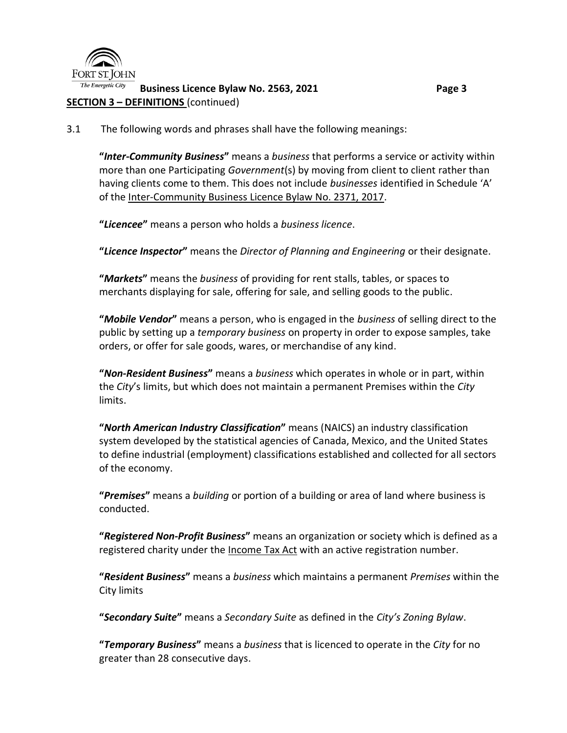**SECTION 3 – DEFINITIONS** (continued)

3.1 The following words and phrases shall have the following meanings:

**"*Inter-Community Business*"** means a *business* that performs a service or activity within more than one Participating *Government*(s) by moving from client to client rather than having clients come to them. This does not include *businesses* identified in Schedule 'A' of the Inter-Community Business Licence Bylaw No. 2371, 2017.

**"*Licencee*"** means a person who holds a *business licence*.

**"*Licence Inspector*"** means the *Director of Planning and Engineering* or their designate.

**"*Markets*"** means the *business* of providing for rent stalls, tables, or spaces to merchants displaying for sale, offering for sale, and selling goods to the public.

**"*Mobile Vendor*"** means a person, who is engaged in the *business* of selling direct to the public by setting up a *temporary business* on property in order to expose samples, take orders, or offer for sale goods, wares, or merchandise of any kind.

**"*Non-Resident Business*"** means a *business* which operates in whole or in part, within the *City*'s limits, but which does not maintain a permanent Premises within the *City* limits.

**"*North American Industry Classification*"** means (NAICS) an industry classification system developed by the statistical agencies of Canada, Mexico, and the United States to define industrial (employment) classifications established and collected for all sectors of the economy.

**"*Premises*"** means a *building* or portion of a building or area of land where business is conducted.

**"*Registered Non-Profit Business*"** means an organization or society which is defined as a registered charity under the Income Tax Act with an active registration number.

**"*Resident Business*"** means a *business* which maintains a permanent *Premises* within the City limits

**"*Secondary Suite*"** means a *Secondary Suite* as defined in the *City's Zoning Bylaw*.

**"*Temporary Business*"** means a *business* that is licenced to operate in the *City* for no greater than 28 consecutive days.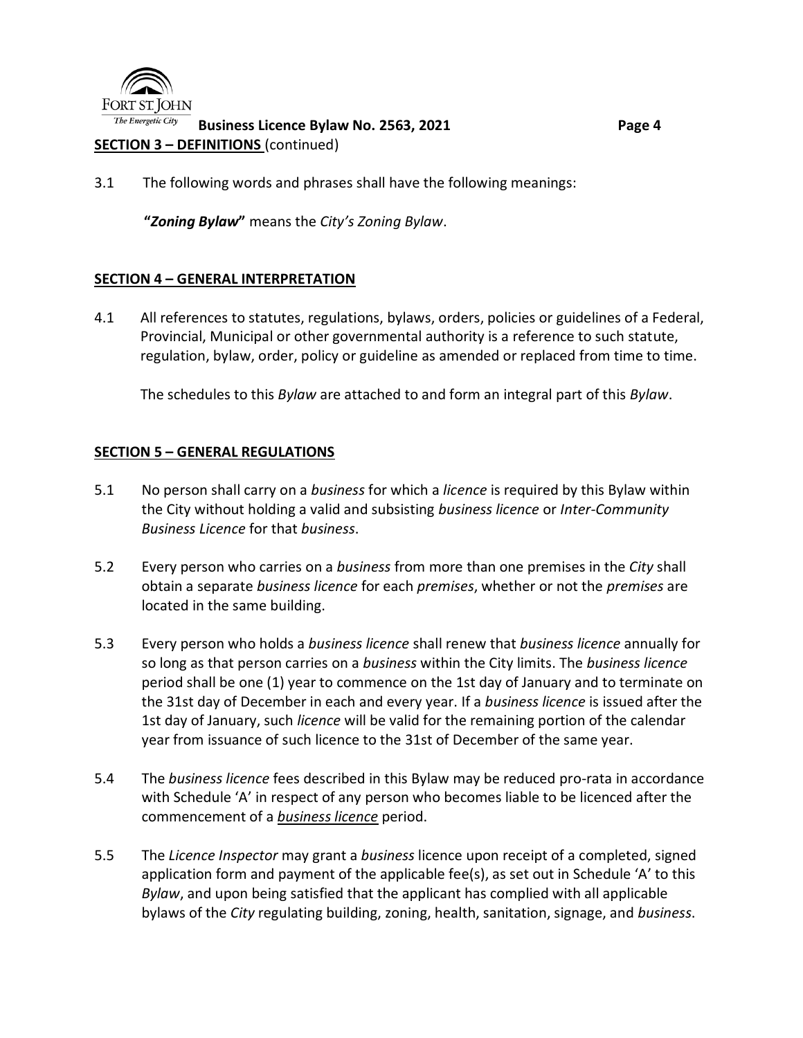## SECTION 3 – DEFINITIONS (continued)

3.1 The following words and phrases shall have the following meanings:

**"*Zoning Bylaw*"** means the *City's Zoning Bylaw*.

## SECTION 4 – GENERAL INTERPRETATION

4.1 All references to statutes, regulations, bylaws, orders, policies or guidelines of a Federal, Provincial, Municipal or other governmental authority is a reference to such statute, regulation, bylaw, order, policy or guideline as amended or replaced from time to time.

The schedules to this *Bylaw* are attached to and form an integral part of this *Bylaw*.

## SECTION 5 – GENERAL REGULATIONS

5.1 No person shall carry on a *business* for which a *licence* is required by this Bylaw within the City without holding a valid and subsisting *business licence* or *Inter-Community Business Licence* for that *business*.

5.2 Every person who carries on a *business* from more than one premises in the *City* shall obtain a separate *business licence* for each *premises*, whether or not the *premises* are located in the same building.

5.3 Every person who holds a *business licence* shall renew that *business licence* annually for so long as that person carries on a *business* within the City limits. The *business licence* period shall be one (1) year to commence on the 1st day of January and to terminate on the 31st day of December in each and every year. If a *business licence* is issued after the 1st day of January, such *licence* will be valid for the remaining portion of the calendar year from issuance of such licence to the 31st of December of the same year.

5.4 The *business licence* fees described in this Bylaw may be reduced pro-rata in accordance with Schedule 'A' in respect of any person who becomes liable to be licenced after the commencement of a *business licence* period.

5.5 The *Licence Inspector* may grant a *business* licence upon receipt of a completed, signed application form and payment of the applicable fee(s), as set out in Schedule 'A' to this *Bylaw*, and upon being satisfied that the applicant has complied with all applicable bylaws of the *City* regulating building, zoning, health, sanitation, signage, and *business*.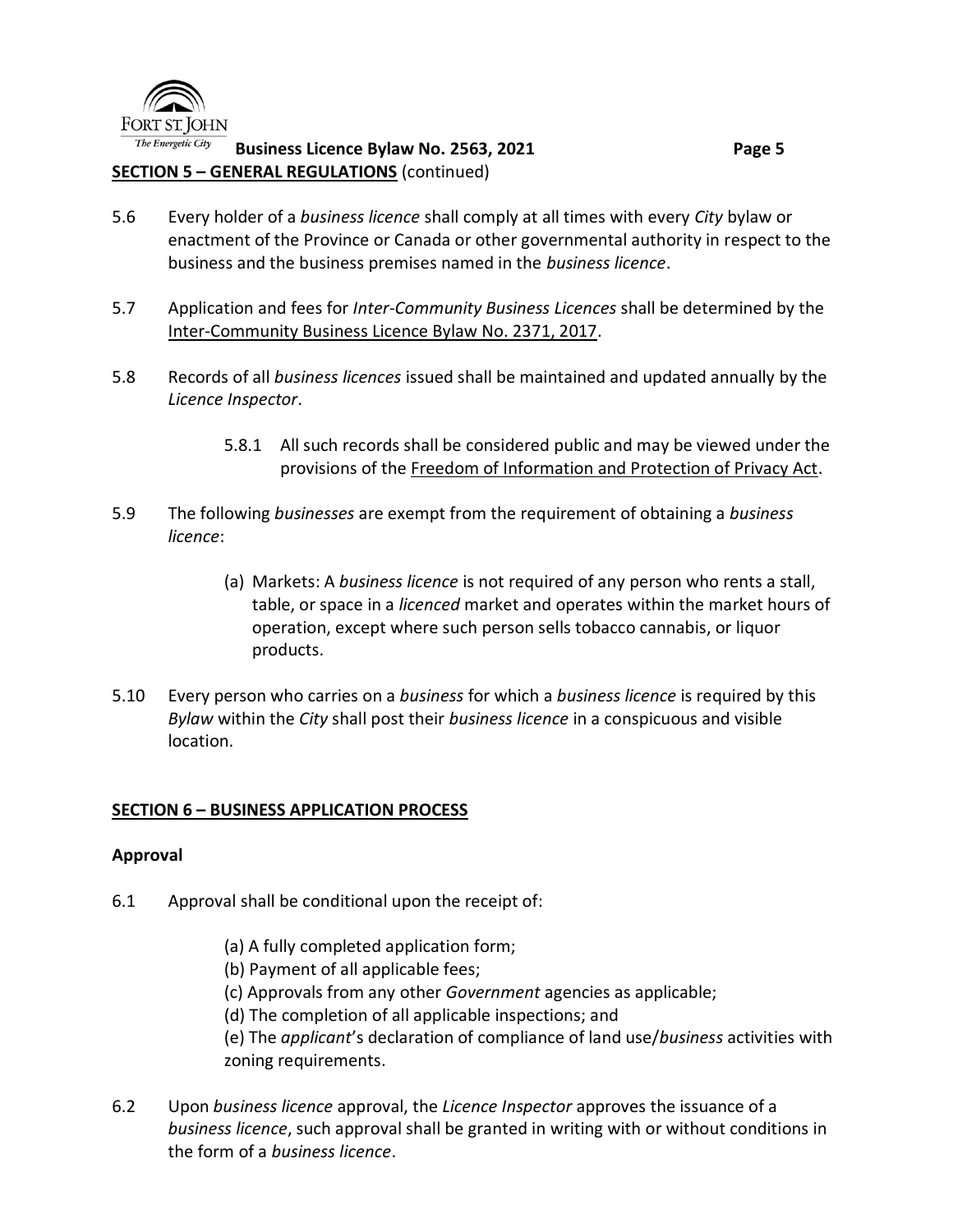**SECTION 5 – GENERAL REGULATIONS** (continued)

5.6 Every holder of a *business licence* shall comply at all times with every *City* bylaw or enactment of the Province or Canada or other governmental authority in respect to the business and the business premises named in the *business licence*.

5.7 Application and fees for *Inter-Community Business Licences* shall be determined by the Inter-Community Business Licence Bylaw No. 2371, 2017.

5.8 Records of all *business licences* issued shall be maintained and updated annually by the *Licence Inspector*.

> 5.8.1 All such records shall be considered public and may be viewed under the provisions of the Freedom of Information and Protection of Privacy Act.

5.9 The following *businesses* are exempt from the requirement of obtaining a *business licence*:

> (a) Markets: A *business licence* is not required of any person who rents a stall, table, or space in a *licenced* market and operates within the market hours of operation, except where such person sells tobacco cannabis, or liquor products.

5.10 Every person who carries on a *business* for which a *business licence* is required by this *Bylaw* within the *City* shall post their *business licence* in a conspicuous and visible location.

## SECTION 6 – BUSINESS APPLICATION PROCESS

### Approval

6.1 Approval shall be conditional upon the receipt of:

> (a) A fully completed application form;
> (b) Payment of all applicable fees;
> (c) Approvals from any other *Government* agencies as applicable;
> (d) The completion of all applicable inspections; and
> (e) The *applicant*'s declaration of compliance of land use/*business* activities with zoning requirements.

6.2 Upon *business licence* approval, the *Licence Inspector* approves the issuance of a *business licence*, such approval shall be granted in writing with or without conditions in the form of a *business licence*.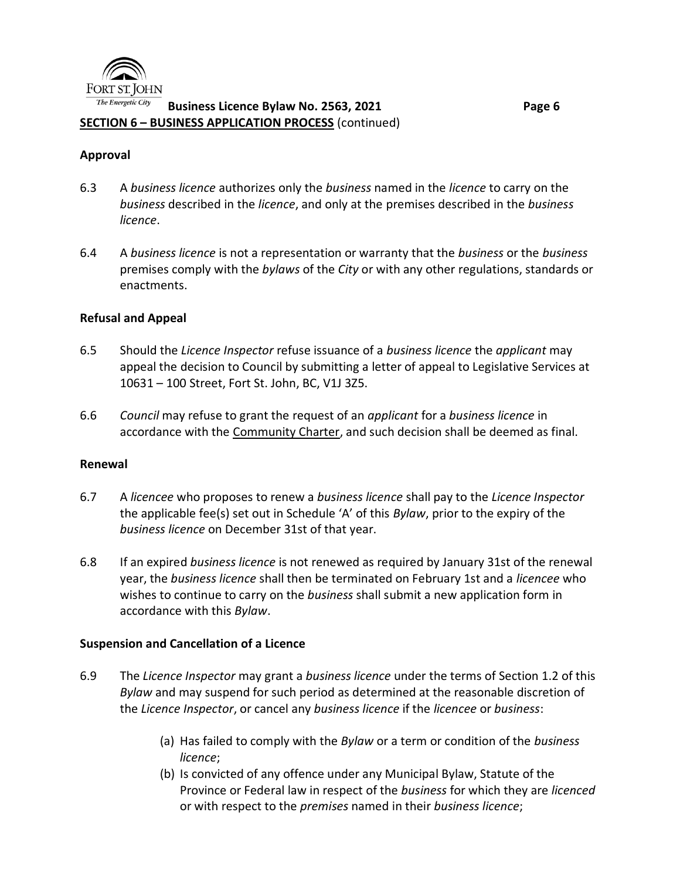**SECTION 6 – BUSINESS APPLICATION PROCESS** (continued)

**Approval**

6.3 A *business licence* authorizes only the *business* named in the *licence* to carry on the *business* described in the *licence*, and only at the premises described in the *business licence*.

6.4 A *business licence* is not a representation or warranty that the *business* or the *business* premises comply with the *bylaws* of the *City* or with any other regulations, standards or enactments.

**Refusal and Appeal**

6.5 Should the *Licence Inspector* refuse issuance of a *business licence* the *applicant* may appeal the decision to Council by submitting a letter of appeal to Legislative Services at 10631 – 100 Street, Fort St. John, BC, V1J 3Z5.

6.6 *Council* may refuse to grant the request of an *applicant* for a *business licence* in accordance with the Community Charter, and such decision shall be deemed as final.

**Renewal**

6.7 A *licencee* who proposes to renew a *business licence* shall pay to the *Licence Inspector* the applicable fee(s) set out in Schedule 'A' of this *Bylaw*, prior to the expiry of the *business licence* on December 31st of that year.

6.8 If an expired *business licence* is not renewed as required by January 31st of the renewal year, the *business licence* shall then be terminated on February 1st and a *licencee* who wishes to continue to carry on the *business* shall submit a new application form in accordance with this *Bylaw*.

**Suspension and Cancellation of a Licence**

6.9 The *Licence Inspector* may grant a *business licence* under the terms of Section 1.2 of this *Bylaw* and may suspend for such period as determined at the reasonable discretion of the *Licence Inspector*, or cancel any *business licence* if the *licencee* or *business*:

(a) Has failed to comply with the *Bylaw* or a term or condition of the *business licence*;
(b) Is convicted of any offence under any Municipal Bylaw, Statute of the Province or Federal law in respect of the *business* for which they are *licenced* or with respect to the *premises* named in their *business licence*;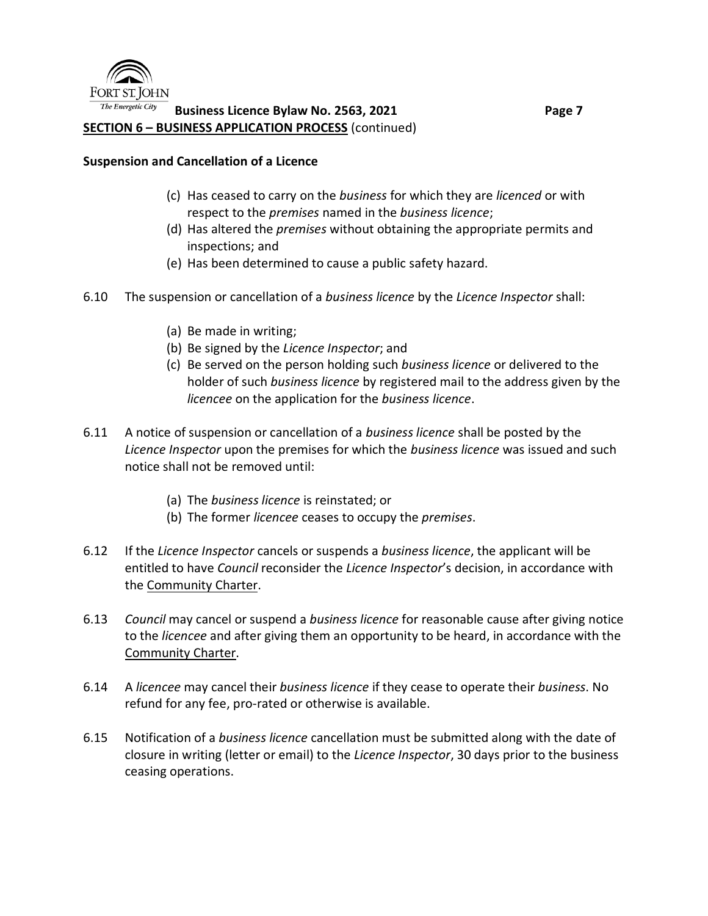**SECTION 6 – BUSINESS APPLICATION PROCESS** (continued)

**Suspension and Cancellation of a Licence**

(c) Has ceased to carry on the *business* for which they are *licenced* or with respect to the *premises* named in the *business licence*;

(d) Has altered the *premises* without obtaining the appropriate permits and inspections; and

(e) Has been determined to cause a public safety hazard.

6.10 The suspension or cancellation of a *business licence* by the *Licence Inspector* shall:

(a) Be made in writing;

(b) Be signed by the *Licence Inspector*; and

(c) Be served on the person holding such *business licence* or delivered to the holder of such *business licence* by registered mail to the address given by the *licencee* on the application for the *business licence*.

6.11 A notice of suspension or cancellation of a *business licence* shall be posted by the *Licence Inspector* upon the premises for which the *business licence* was issued and such notice shall not be removed until:

(a) The *business licence* is reinstated; or

(b) The former *licencee* ceases to occupy the *premises*.

6.12 If the *Licence Inspector* cancels or suspends a *business licence*, the applicant will be entitled to have *Council* reconsider the *Licence Inspector*'s decision, in accordance with the Community Charter.

6.13 *Council* may cancel or suspend a *business licence* for reasonable cause after giving notice to the *licencee* and after giving them an opportunity to be heard, in accordance with the Community Charter.

6.14 A *licencee* may cancel their *business licence* if they cease to operate their *business*. No refund for any fee, pro-rated or otherwise is available.

6.15 Notification of a *business licence* cancellation must be submitted along with the date of closure in writing (letter or email) to the *Licence Inspector*, 30 days prior to the business ceasing operations.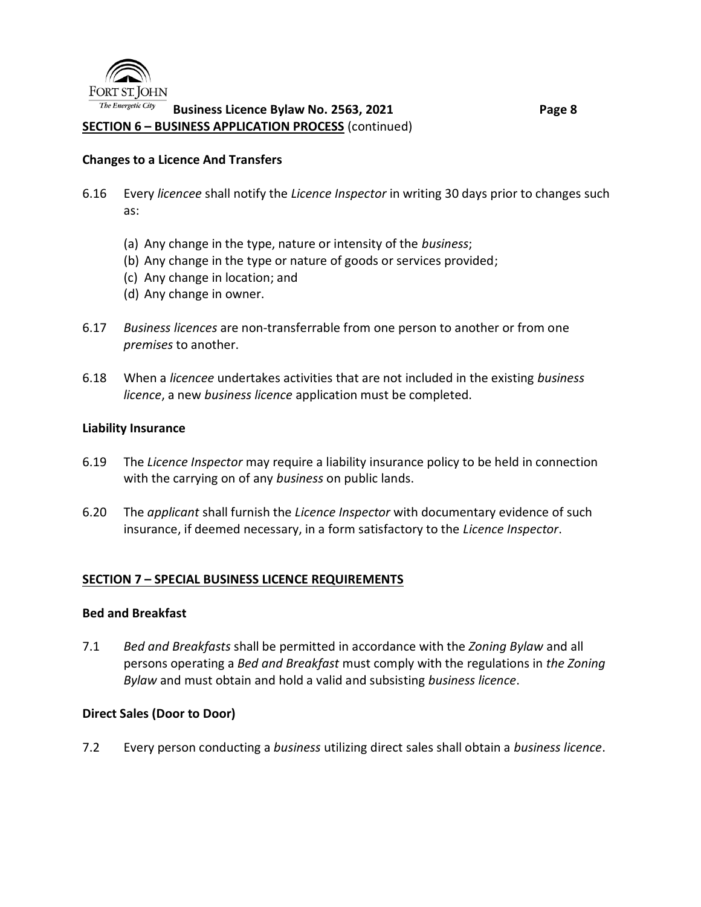**SECTION 6 – BUSINESS APPLICATION PROCESS** (continued)

### Changes to a Licence And Transfers

6.16 Every *licencee* shall notify the *Licence Inspector* in writing 30 days prior to changes such as:

(a) Any change in the type, nature or intensity of the *business*;
(b) Any change in the type or nature of goods or services provided;
(c) Any change in location; and
(d) Any change in owner.

6.17 *Business licences* are non-transferrable from one person to another or from one *premises* to another.

6.18 When a *licencee* undertakes activities that are not included in the existing *business licence*, a new *business licence* application must be completed.

### Liability Insurance

6.19 The *Licence Inspector* may require a liability insurance policy to be held in connection with the carrying on of any *business* on public lands.

6.20 The *applicant* shall furnish the *Licence Inspector* with documentary evidence of such insurance, if deemed necessary, in a form satisfactory to the *Licence Inspector*.

## SECTION 7 – SPECIAL BUSINESS LICENCE REQUIREMENTS

### Bed and Breakfast

7.1 *Bed and Breakfasts* shall be permitted in accordance with the *Zoning Bylaw* and all persons operating a *Bed and Breakfast* must comply with the regulations in *the Zoning Bylaw* and must obtain and hold a valid and subsisting *business licence*.

### Direct Sales (Door to Door)

7.2 Every person conducting a *business* utilizing direct sales shall obtain a *business licence*.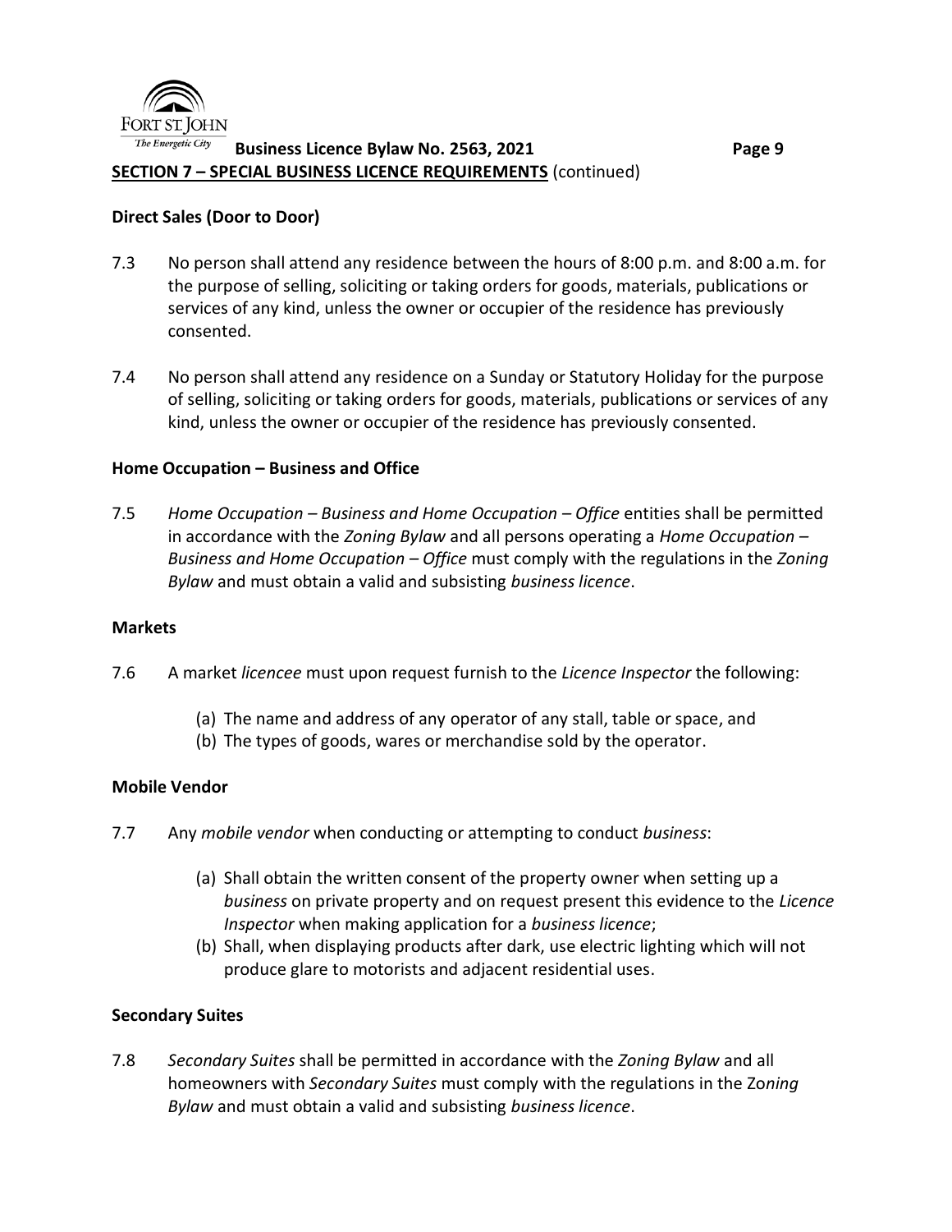**SECTION 7 – SPECIAL BUSINESS LICENCE REQUIREMENTS** (continued)

**Direct Sales (Door to Door)**

7.3 No person shall attend any residence between the hours of 8:00 p.m. and 8:00 a.m. for the purpose of selling, soliciting or taking orders for goods, materials, publications or services of any kind, unless the owner or occupier of the residence has previously consented.

7.4 No person shall attend any residence on a Sunday or Statutory Holiday for the purpose of selling, soliciting or taking orders for goods, materials, publications or services of any kind, unless the owner or occupier of the residence has previously consented.

**Home Occupation – Business and Office**

7.5 *Home Occupation – Business and Home Occupation – Office* entities shall be permitted in accordance with the *Zoning Bylaw* and all persons operating a *Home Occupation – Business and Home Occupation – Office* must comply with the regulations in the *Zoning Bylaw* and must obtain a valid and subsisting *business licence*.

**Markets**

7.6 A market *licencee* must upon request furnish to the *Licence Inspector* the following:

(a) The name and address of any operator of any stall, table or space, and
(b) The types of goods, wares or merchandise sold by the operator.

**Mobile Vendor**

7.7 Any *mobile vendor* when conducting or attempting to conduct *business*:

(a) Shall obtain the written consent of the property owner when setting up a *business* on private property and on request present this evidence to the *Licence Inspector* when making application for a *business licence*;
(b) Shall, when displaying products after dark, use electric lighting which will not produce glare to motorists and adjacent residential uses.

**Secondary Suites**

7.8 *Secondary Suites* shall be permitted in accordance with the *Zoning Bylaw* and all homeowners with *Secondary Suites* must comply with the regulations in the *Zoning Bylaw* and must obtain a valid and subsisting *business licence*.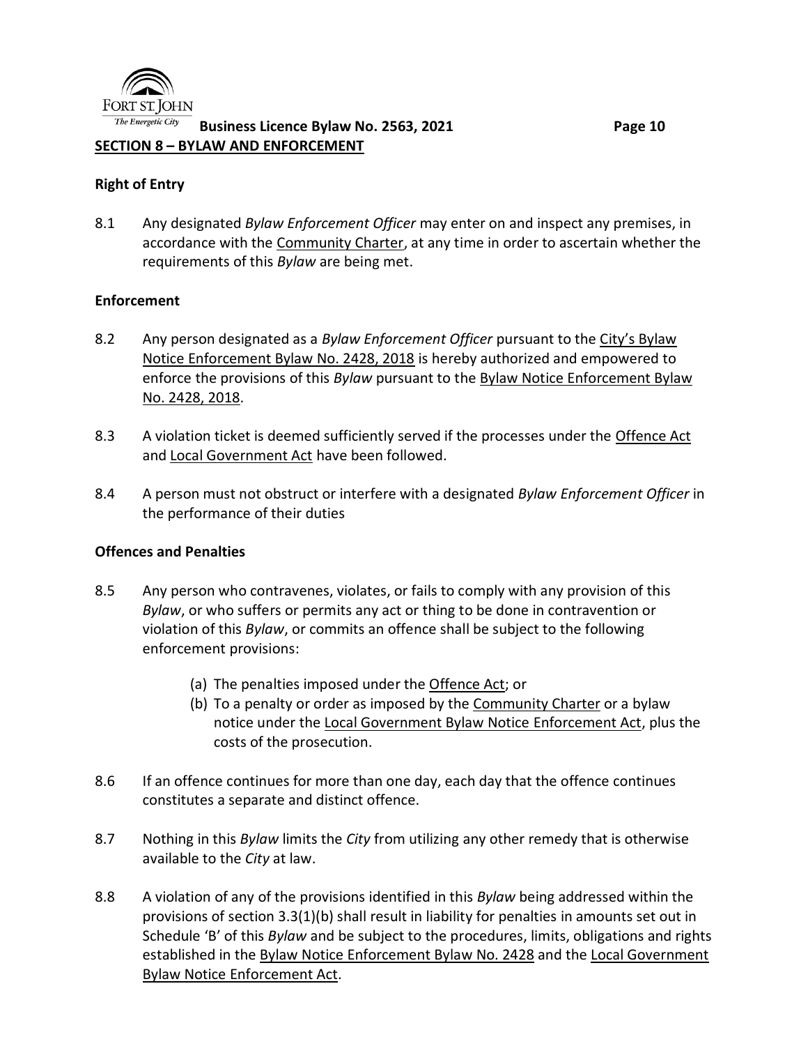## SECTION 8 – BYLAW AND ENFORCEMENT

### Right of Entry

8.1 Any designated *Bylaw Enforcement Officer* may enter on and inspect any premises, in accordance with the Community Charter, at any time in order to ascertain whether the requirements of this *Bylaw* are being met.

### Enforcement

8.2 Any person designated as a *Bylaw Enforcement Officer* pursuant to the City's Bylaw Notice Enforcement Bylaw No. 2428, 2018 is hereby authorized and empowered to enforce the provisions of this *Bylaw* pursuant to the Bylaw Notice Enforcement Bylaw No. 2428, 2018.

8.3 A violation ticket is deemed sufficiently served if the processes under the Offence Act and Local Government Act have been followed.

8.4 A person must not obstruct or interfere with a designated *Bylaw Enforcement Officer* in the performance of their duties

### Offences and Penalties

8.5 Any person who contravenes, violates, or fails to comply with any provision of this *Bylaw*, or who suffers or permits any act or thing to be done in contravention or violation of this *Bylaw*, or commits an offence shall be subject to the following enforcement provisions:

(a) The penalties imposed under the Offence Act; or
(b) To a penalty or order as imposed by the Community Charter or a bylaw notice under the Local Government Bylaw Notice Enforcement Act, plus the costs of the prosecution.

8.6 If an offence continues for more than one day, each day that the offence continues constitutes a separate and distinct offence.

8.7 Nothing in this *Bylaw* limits the *City* from utilizing any other remedy that is otherwise available to the *City* at law.

8.8 A violation of any of the provisions identified in this *Bylaw* being addressed within the provisions of section 3.3(1)(b) shall result in liability for penalties in amounts set out in Schedule 'B' of this *Bylaw* and be subject to the procedures, limits, obligations and rights established in the Bylaw Notice Enforcement Bylaw No. 2428 and the Local Government Bylaw Notice Enforcement Act.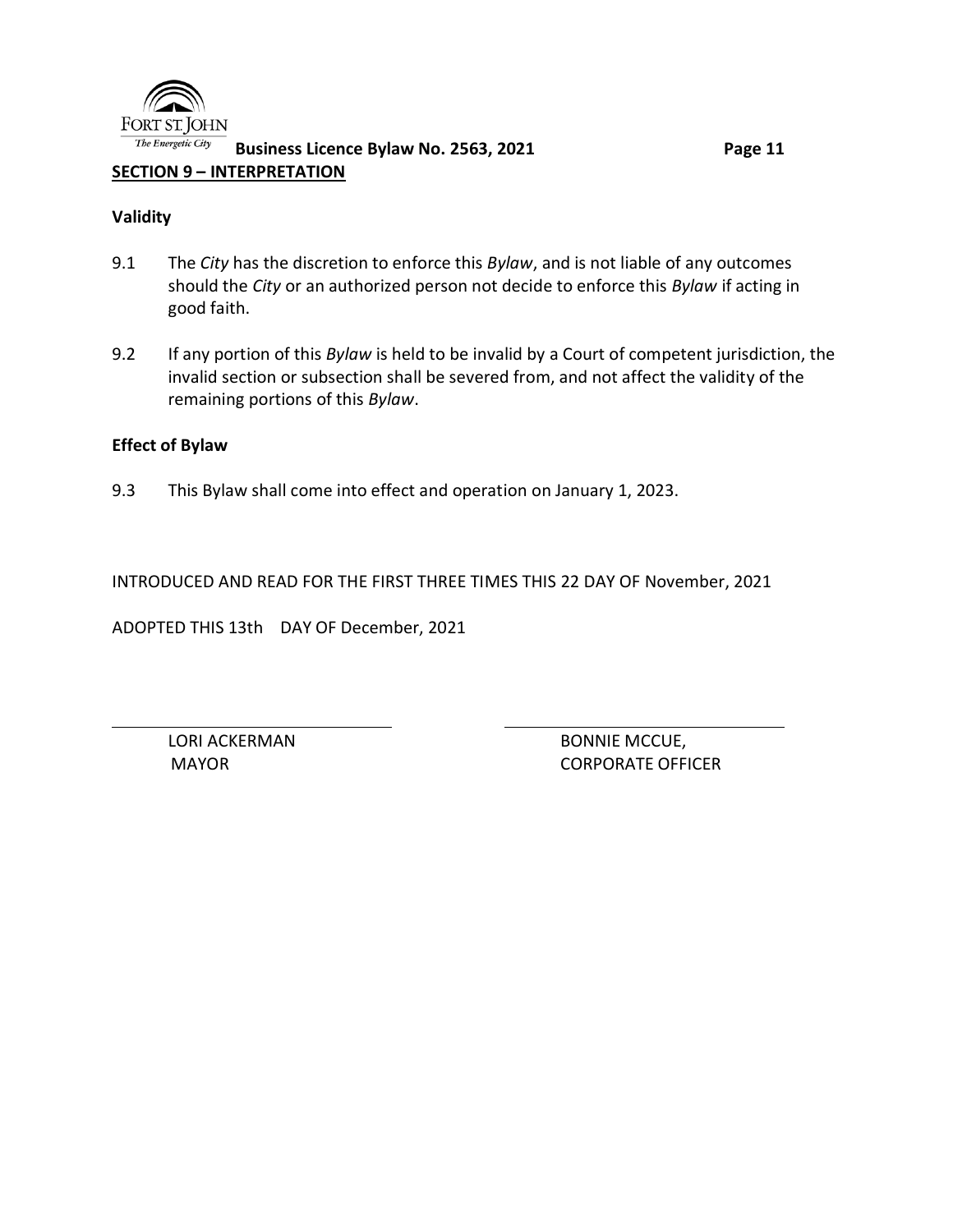## SECTION 9 – INTERPRETATION

**Validity**

9.1 The *City* has the discretion to enforce this *Bylaw*, and is not liable of any outcomes should the *City* or an authorized person not decide to enforce this *Bylaw* if acting in good faith.

9.2 If any portion of this *Bylaw* is held to be invalid by a Court of competent jurisdiction, the invalid section or subsection shall be severed from, and not affect the validity of the remaining portions of this *Bylaw*.

**Effect of Bylaw**

9.3 This Bylaw shall come into effect and operation on January 1, 2023.

INTRODUCED AND READ FOR THE FIRST THREE TIMES THIS 22 DAY OF November, 2021

ADOPTED THIS 13th DAY OF December, 2021

LORI ACKERMAN
MAYOR

BONNIE MCCUE,
CORPORATE OFFICER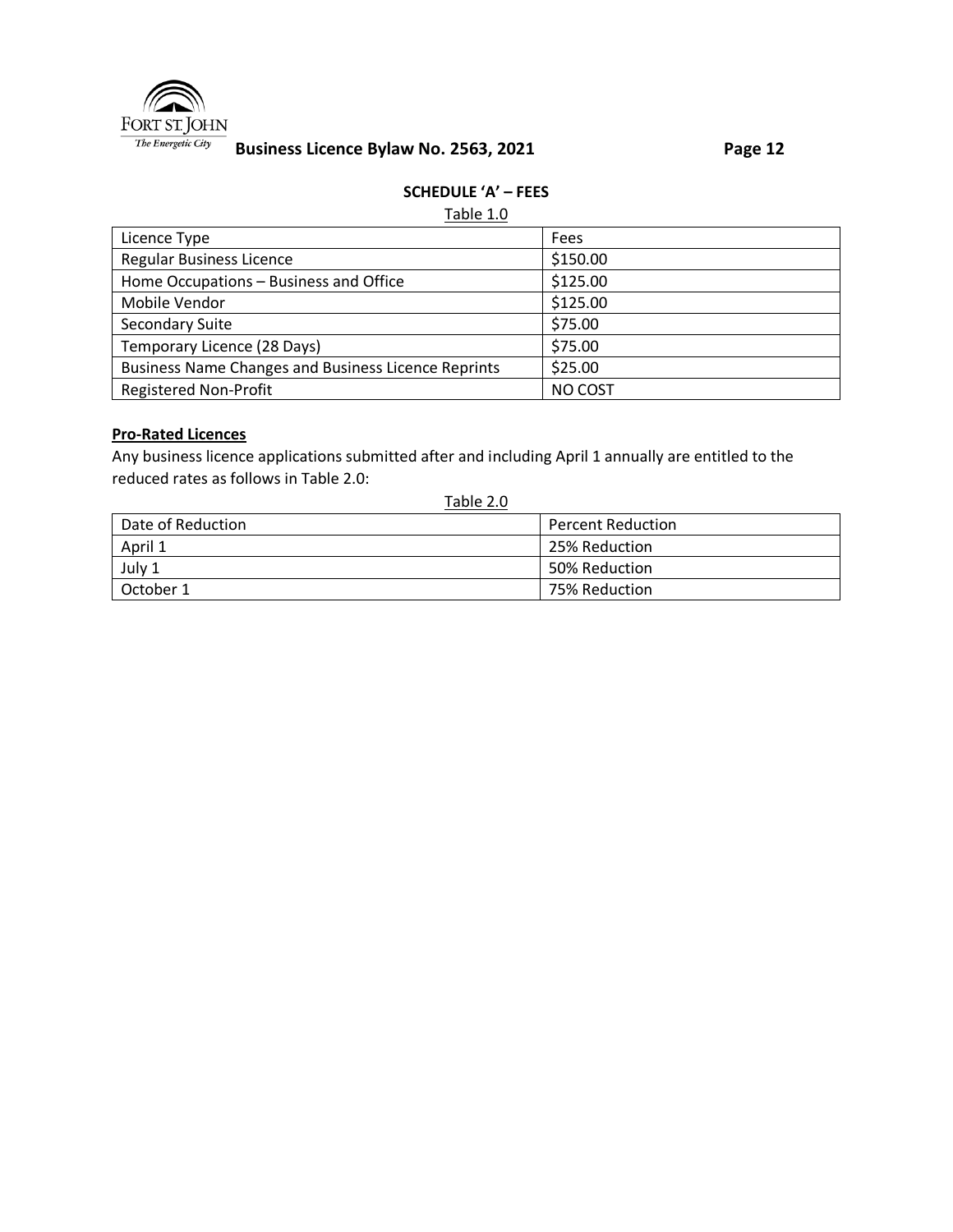## SCHEDULE 'A' – FEES

Table 1.0

| Licence Type | Fees |
|---|---|
| Regular Business Licence | $150.00 |
| Home Occupations – Business and Office | $125.00 |
| Mobile Vendor | $125.00 |
| Secondary Suite | $75.00 |
| Temporary Licence (28 Days) | $75.00 |
| Business Name Changes and Business Licence Reprints | $25.00 |
| Registered Non-Profit | NO COST |

**Pro-Rated Licences**

Any business licence applications submitted after and including April 1 annually are entitled to the reduced rates as follows in Table 2.0:

Table 2.0

| Date of Reduction | Percent Reduction |
|---|---|
| April 1 | 25% Reduction |
| July 1 | 50% Reduction |
| October 1 | 75% Reduction |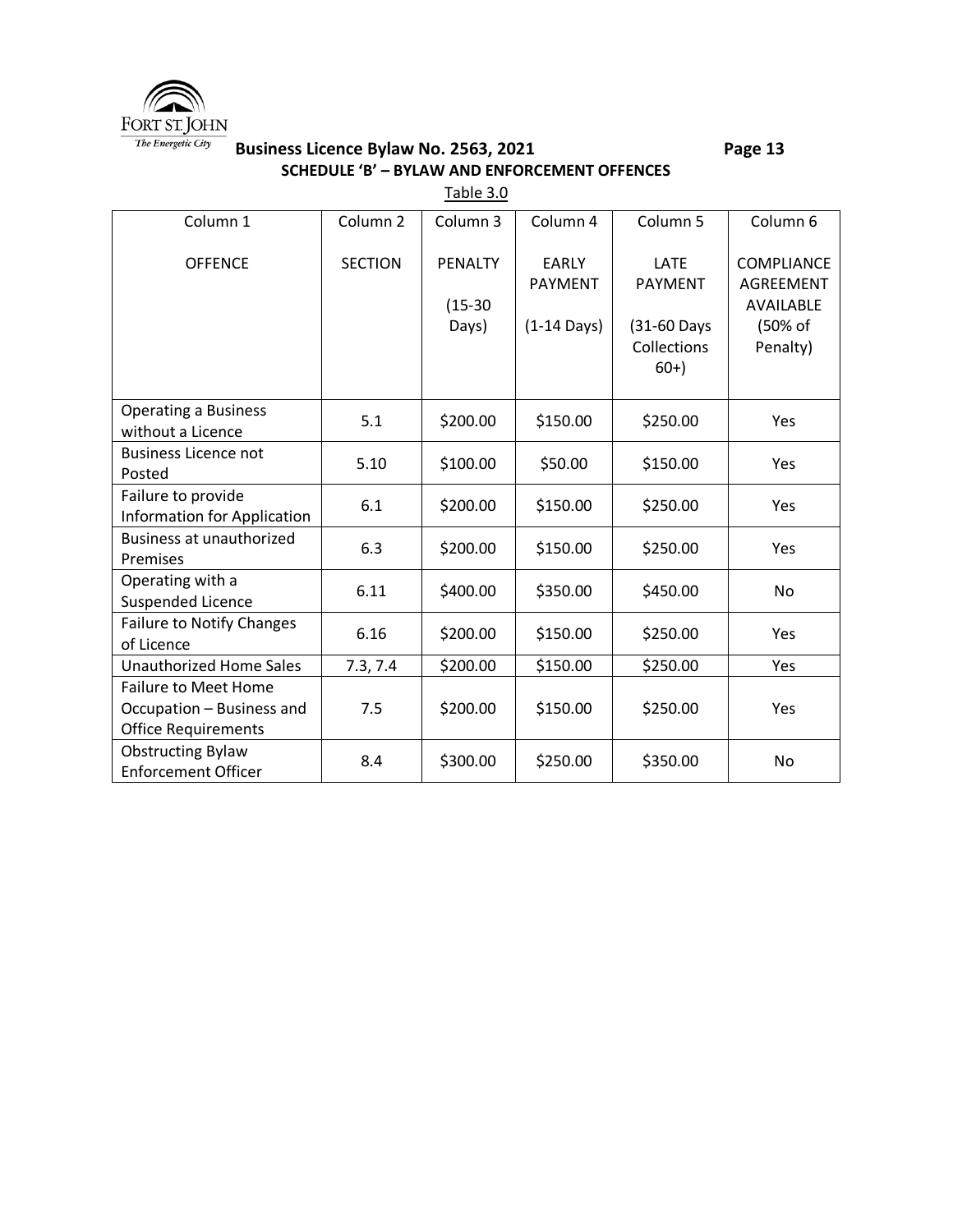## SCHEDULE 'B' – BYLAW AND ENFORCEMENT OFFENCES

Table 3.0

| Column 1<br>OFFENCE | Column 2<br>SECTION | Column 3<br>PENALTY<br>(15-30 Days) | Column 4<br>EARLY PAYMENT<br>(1-14 Days) | Column 5<br>LATE PAYMENT<br>(31-60 Days Collections 60+) | Column 6<br>COMPLIANCE AGREEMENT AVAILABLE<br>(50% of Penalty) |
|---|---|---|---|---|---|
| Operating a Business without a Licence | 5.1 | $200.00 | $150.00 | $250.00 | Yes |
| Business Licence not Posted | 5.10 | $100.00 | $50.00 | $150.00 | Yes |
| Failure to provide Information for Application | 6.1 | $200.00 | $150.00 | $250.00 | Yes |
| Business at unauthorized Premises | 6.3 | $200.00 | $150.00 | $250.00 | Yes |
| Operating with a Suspended Licence | 6.11 | $400.00 | $350.00 | $450.00 | No |
| Failure to Notify Changes of Licence | 6.16 | $200.00 | $150.00 | $250.00 | Yes |
| Unauthorized Home Sales | 7.3, 7.4 | $200.00 | $150.00 | $250.00 | Yes |
| Failure to Meet Home Occupation – Business and Office Requirements | 7.5 | $200.00 | $150.00 | $250.00 | Yes |
| Obstructing Bylaw Enforcement Officer | 8.4 | $300.00 | $250.00 | $350.00 | No |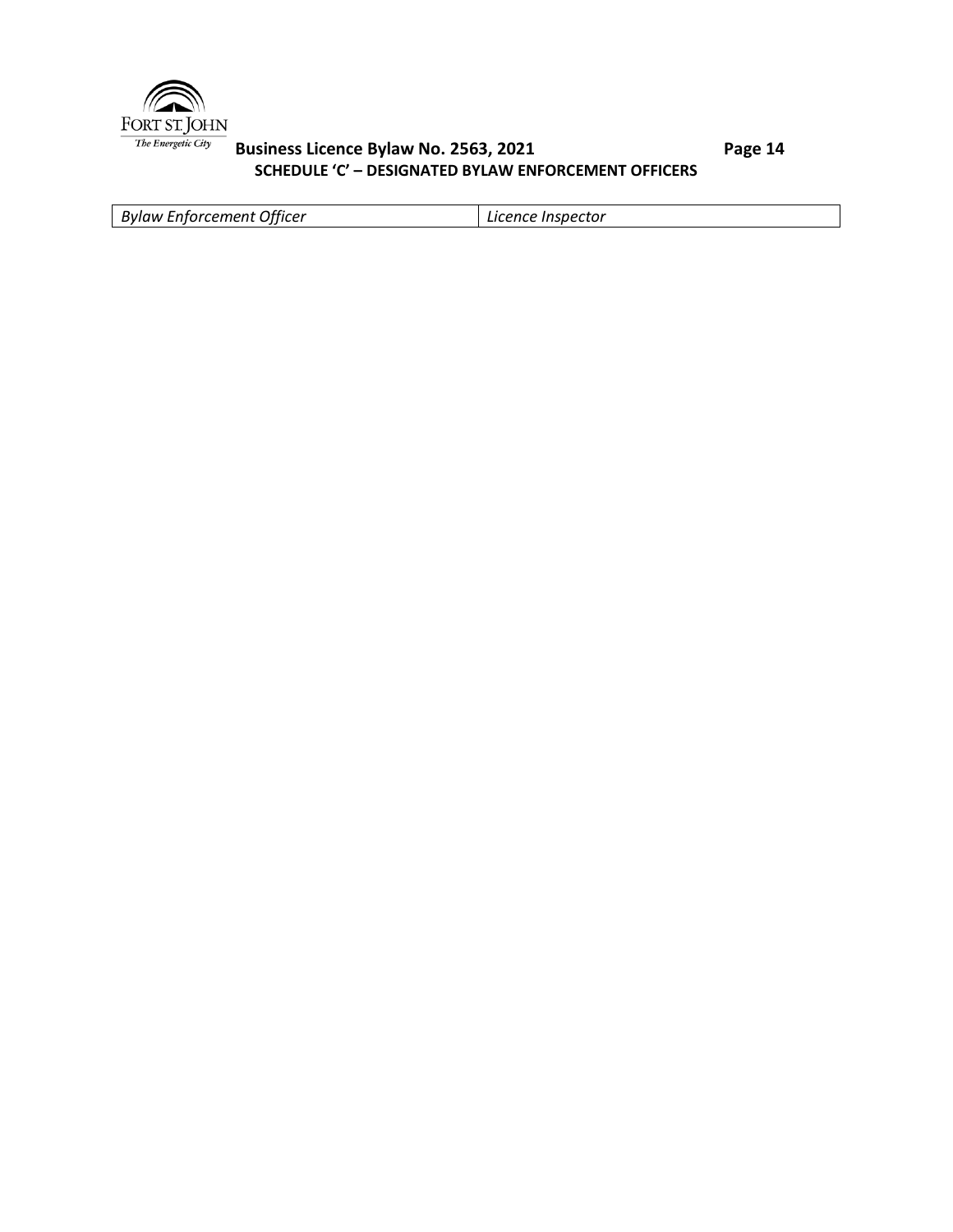## SCHEDULE 'C' – DESIGNATED BYLAW ENFORCEMENT OFFICERS

| | |
|---|---|
| *Bylaw Enforcement Officer* | *Licence Inspector* |